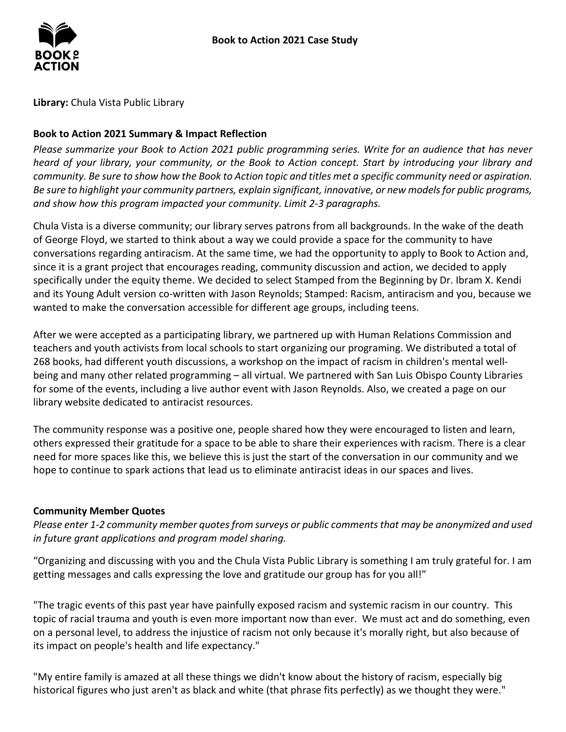# Book to Action 2021 Case Study

**Library:** Chula Vista Public Library

## Book to Action 2021 Summary & Impact Reflection

*Please summarize your Book to Action 2021 public programming series. Write for an audience that has never heard of your library, your community, or the Book to Action concept. Start by introducing your library and community. Be sure to show how the Book to Action topic and titles met a specific community need or aspiration. Be sure to highlight your community partners, explain significant, innovative, or new models for public programs, and show how this program impacted your community. Limit 2-3 paragraphs.*

Chula Vista is a diverse community; our library serves patrons from all backgrounds. In the wake of the death of George Floyd, we started to think about a way we could provide a space for the community to have conversations regarding antiracism. At the same time, we had the opportunity to apply to Book to Action and, since it is a grant project that encourages reading, community discussion and action, we decided to apply specifically under the equity theme. We decided to select Stamped from the Beginning by Dr. Ibram X. Kendi and its Young Adult version co-written with Jason Reynolds; Stamped: Racism, antiracism and you, because we wanted to make the conversation accessible for different age groups, including teens.

After we were accepted as a participating library, we partnered up with Human Relations Commission and teachers and youth activists from local schools to start organizing our programing. We distributed a total of 268 books, had different youth discussions, a workshop on the impact of racism in children's mental well-being and many other related programming – all virtual. We partnered with San Luis Obispo County Libraries for some of the events, including a live author event with Jason Reynolds. Also, we created a page on our library website dedicated to antiracist resources.

The community response was a positive one, people shared how they were encouraged to listen and learn, others expressed their gratitude for a space to be able to share their experiences with racism. There is a clear need for more spaces like this, we believe this is just the start of the conversation in our community and we hope to continue to spark actions that lead us to eliminate antiracist ideas in our spaces and lives.

## Community Member Quotes

*Please enter 1-2 community member quotes from surveys or public comments that may be anonymized and used in future grant applications and program model sharing.*

"Organizing and discussing with you and the Chula Vista Public Library is something I am truly grateful for. I am getting messages and calls expressing the love and gratitude our group has for you all!"

"The tragic events of this past year have painfully exposed racism and systemic racism in our country. This topic of racial trauma and youth is even more important now than ever. We must act and do something, even on a personal level, to address the injustice of racism not only because it's morally right, but also because of its impact on people's health and life expectancy."

"My entire family is amazed at all these things we didn't know about the history of racism, especially big historical figures who just aren't as black and white (that phrase fits perfectly) as we thought they were."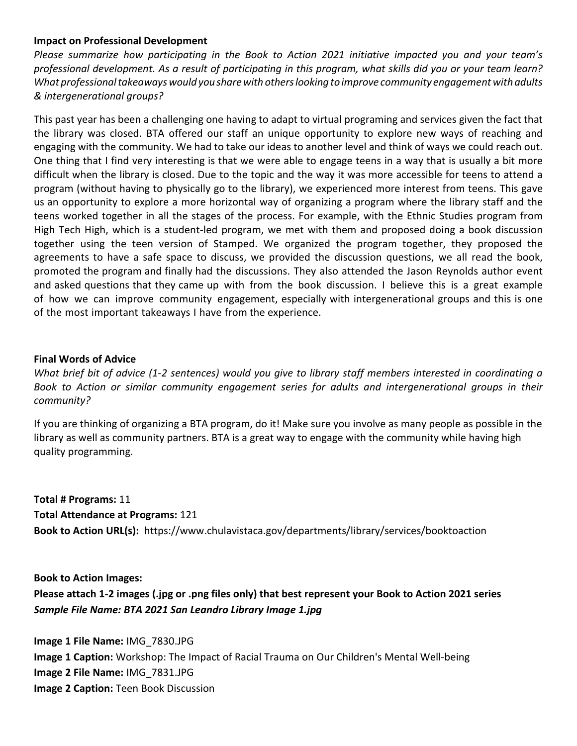**Impact on Professional Development**

*Please summarize how participating in the Book to Action 2021 initiative impacted you and your team's professional development. As a result of participating in this program, what skills did you or your team learn? What professional takeaways would you share with others looking to improve community engagement with adults & intergenerational groups?*

This past year has been a challenging one having to adapt to virtual programing and services given the fact that the library was closed. BTA offered our staff an unique opportunity to explore new ways of reaching and engaging with the community. We had to take our ideas to another level and think of ways we could reach out. One thing that I find very interesting is that we were able to engage teens in a way that is usually a bit more difficult when the library is closed. Due to the topic and the way it was more accessible for teens to attend a program (without having to physically go to the library), we experienced more interest from teens. This gave us an opportunity to explore a more horizontal way of organizing a program where the library staff and the teens worked together in all the stages of the process. For example, with the Ethnic Studies program from High Tech High, which is a student-led program, we met with them and proposed doing a book discussion together using the teen version of Stamped. We organized the program together, they proposed the agreements to have a safe space to discuss, we provided the discussion questions, we all read the book, promoted the program and finally had the discussions. They also attended the Jason Reynolds author event and asked questions that they came up with from the book discussion. I believe this is a great example of how we can improve community engagement, especially with intergenerational groups and this is one of the most important takeaways I have from the experience.

**Final Words of Advice**

*What brief bit of advice (1-2 sentences) would you give to library staff members interested in coordinating a Book to Action or similar community engagement series for adults and intergenerational groups in their community?*

If you are thinking of organizing a BTA program, do it! Make sure you involve as many people as possible in the library as well as community partners. BTA is a great way to engage with the community while having high quality programming.

**Total # Programs:** 11
**Total Attendance at Programs:** 121
**Book to Action URL(s):** https://www.chulavistaca.gov/departments/library/services/booktoaction

**Book to Action Images:**
**Please attach 1-2 images (.jpg or .png files only) that best represent your Book to Action 2021 series**
***Sample File Name: BTA 2021 San Leandro Library Image 1.jpg***

**Image 1 File Name:** IMG_7830.JPG
**Image 1 Caption:** Workshop: The Impact of Racial Trauma on Our Children's Mental Well-being
**Image 2 File Name:** IMG_7831.JPG
**Image 2 Caption:** Teen Book Discussion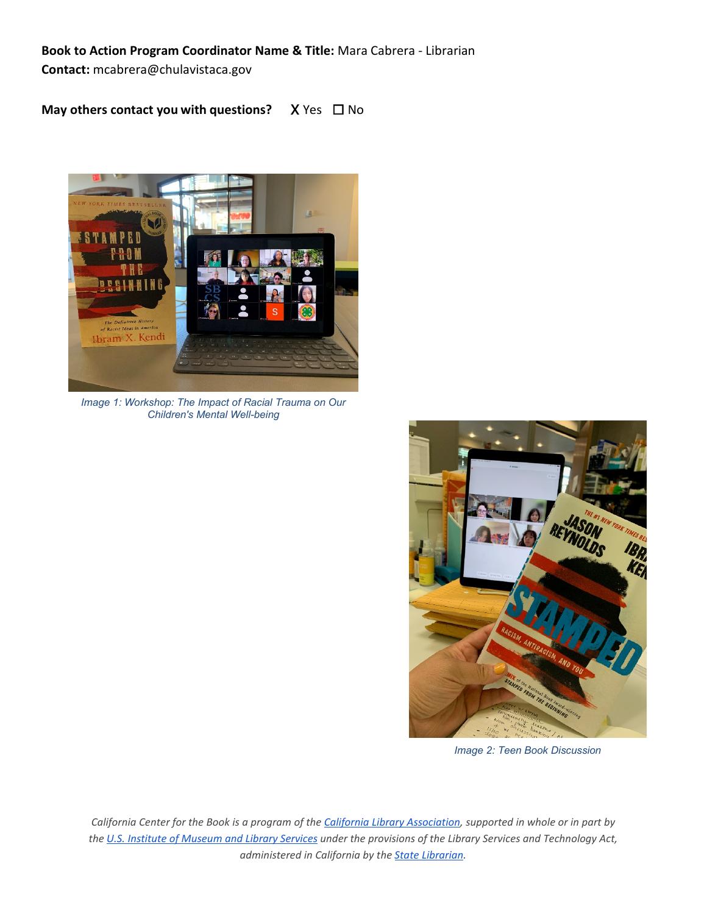**Book to Action Program Coordinator Name & Title:** Mara Cabrera - Librarian
**Contact:** mcabrera@chulavistaca.gov

**May others contact you with questions?** X Yes ☐ No

*Image 1: Workshop: The Impact of Racial Trauma on Our Children's Mental Well-being*

*Image 2: Teen Book Discussion*

*California Center for the Book is a program of the [California Library Association](), supported in whole or in part by the [U.S. Institute of Museum and Library Services]() under the provisions of the Library Services and Technology Act, administered in California by the [State Librarian]().*